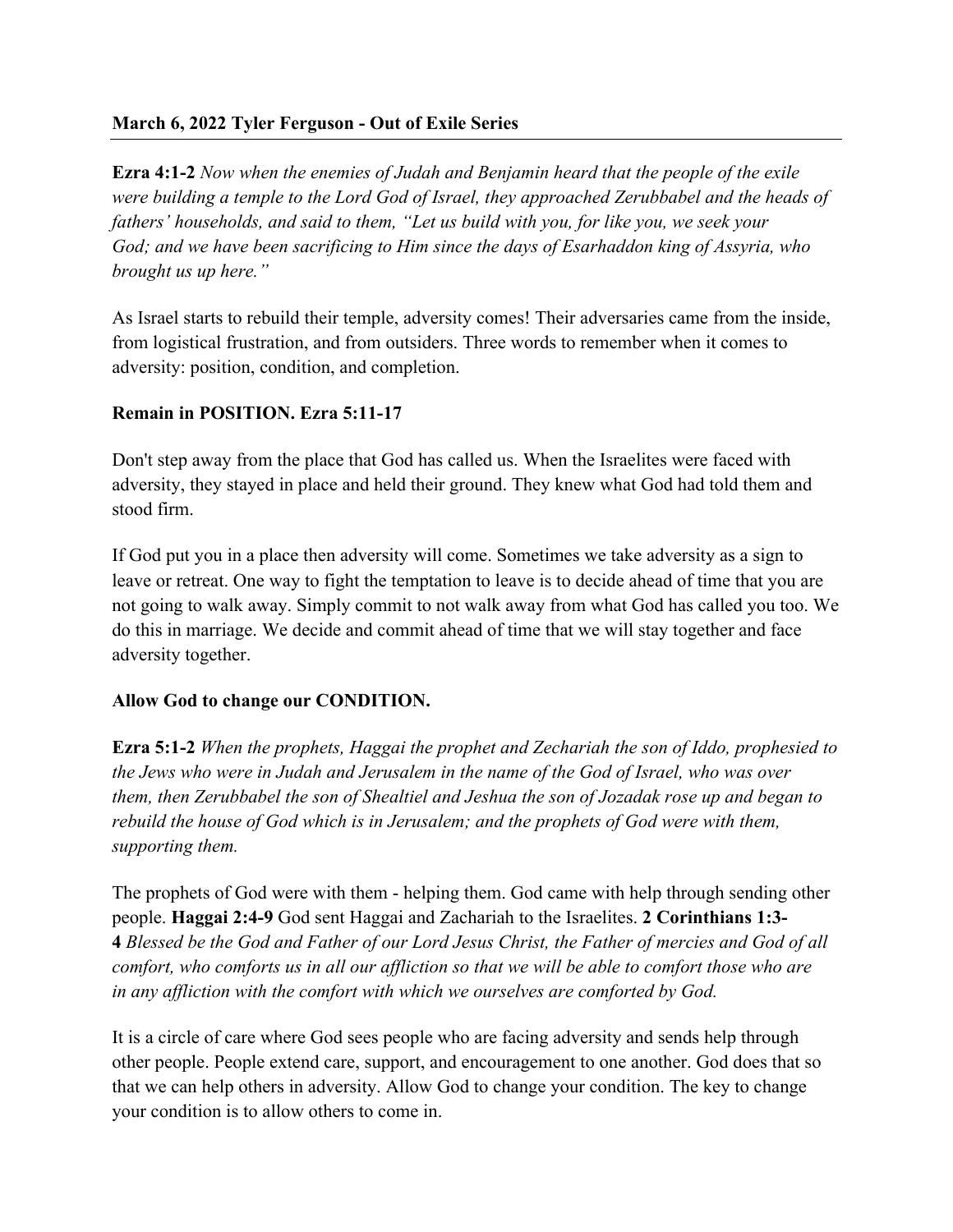**March 6, 2022 Tyler Ferguson - Out of Exile Series**

---

**Ezra 4:1-2** *Now when the enemies of Judah and Benjamin heard that the people of the exile were building a temple to the Lord God of Israel, they approached Zerubbabel and the heads of fathers' households, and said to them, "Let us build with you, for like you, we seek your God; and we have been sacrificing to Him since the days of Esarhaddon king of Assyria, who brought us up here."*

As Israel starts to rebuild their temple, adversity comes! Their adversaries came from the inside, from logistical frustration, and from outsiders. Three words to remember when it comes to adversity: position, condition, and completion.

**Remain in POSITION. Ezra 5:11-17**

Don't step away from the place that God has called us. When the Israelites were faced with adversity, they stayed in place and held their ground. They knew what God had told them and stood firm.

If God put you in a place then adversity will come. Sometimes we take adversity as a sign to leave or retreat. One way to fight the temptation to leave is to decide ahead of time that you are not going to walk away. Simply commit to not walk away from what God has called you too. We do this in marriage. We decide and commit ahead of time that we will stay together and face adversity together.

**Allow God to change our CONDITION.**

**Ezra 5:1-2** *When the prophets, Haggai the prophet and Zechariah the son of Iddo, prophesied to the Jews who were in Judah and Jerusalem in the name of the God of Israel, who was over them, then Zerubbabel the son of Shealtiel and Jeshua the son of Jozadak rose up and began to rebuild the house of God which is in Jerusalem; and the prophets of God were with them, supporting them.*

The prophets of God were with them - helping them. God came with help through sending other people. **Haggai 2:4-9** God sent Haggai and Zachariah to the Israelites. **2 Corinthians 1:3-4** *Blessed be the God and Father of our Lord Jesus Christ, the Father of mercies and God of all comfort, who comforts us in all our affliction so that we will be able to comfort those who are in any affliction with the comfort with which we ourselves are comforted by God.*

It is a circle of care where God sees people who are facing adversity and sends help through other people. People extend care, support, and encouragement to one another. God does that so that we can help others in adversity. Allow God to change your condition. The key to change your condition is to allow others to come in.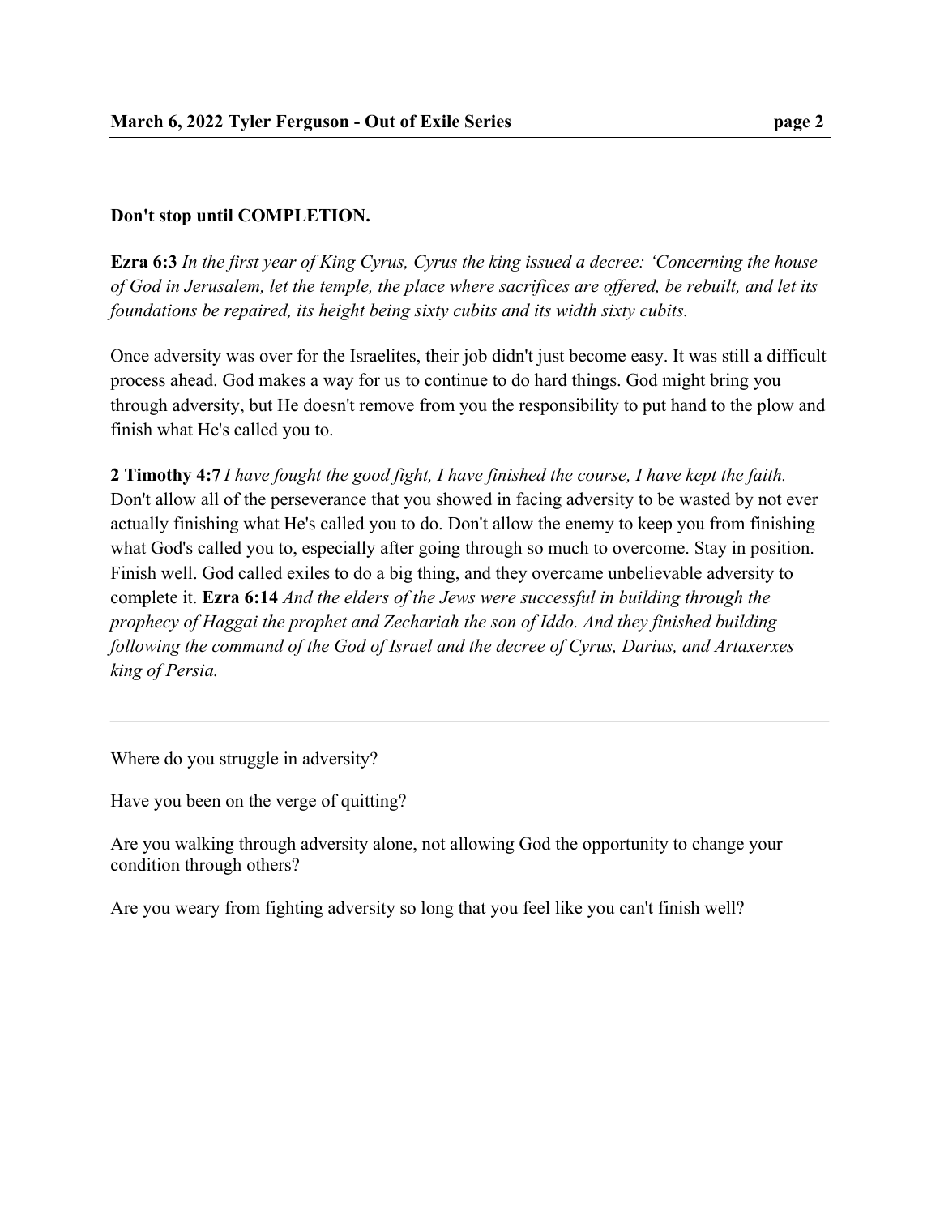**Don't stop until COMPLETION.**

**Ezra 6:3** *In the first year of King Cyrus, Cyrus the king issued a decree: 'Concerning the house of God in Jerusalem, let the temple, the place where sacrifices are offered, be rebuilt, and let its foundations be repaired, its height being sixty cubits and its width sixty cubits.*

Once adversity was over for the Israelites, their job didn't just become easy. It was still a difficult process ahead. God makes a way for us to continue to do hard things. God might bring you through adversity, but He doesn't remove from you the responsibility to put hand to the plow and finish what He's called you to.

**2 Timothy 4:7** *I have fought the good fight, I have finished the course, I have kept the faith.* Don't allow all of the perseverance that you showed in facing adversity to be wasted by not ever actually finishing what He's called you to do. Don't allow the enemy to keep you from finishing what God's called you to, especially after going through so much to overcome. Stay in position. Finish well. God called exiles to do a big thing, and they overcame unbelievable adversity to complete it. **Ezra 6:14** *And the elders of the Jews were successful in building through the prophecy of Haggai the prophet and Zechariah the son of Iddo. And they finished building following the command of the God of Israel and the decree of Cyrus, Darius, and Artaxerxes king of Persia.*

---

Where do you struggle in adversity?

Have you been on the verge of quitting?

Are you walking through adversity alone, not allowing God the opportunity to change your condition through others?

Are you weary from fighting adversity so long that you feel like you can't finish well?